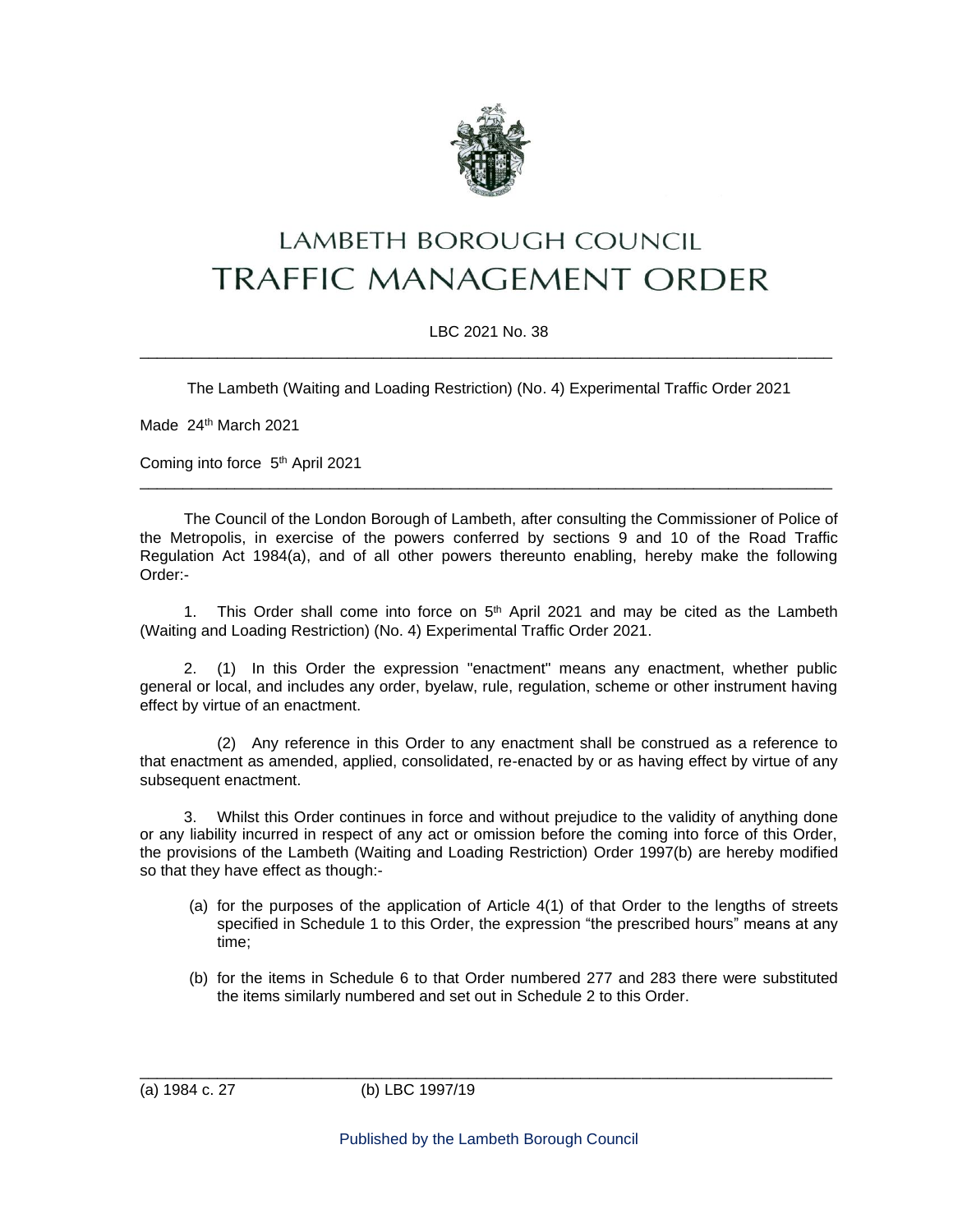# LAMBETH BOROUGH COUNCIL
# TRAFFIC MANAGEMENT ORDER

LBC 2021 No. 38

---

The Lambeth (Waiting and Loading Restriction) (No. 4) Experimental Traffic Order 2021

Made 24th March 2021

Coming into force 5th April 2021

---

The Council of the London Borough of Lambeth, after consulting the Commissioner of Police of the Metropolis, in exercise of the powers conferred by sections 9 and 10 of the Road Traffic Regulation Act 1984(a), and of all other powers thereunto enabling, hereby make the following Order:-

1. This Order shall come into force on 5th April 2021 and may be cited as the Lambeth (Waiting and Loading Restriction) (No. 4) Experimental Traffic Order 2021.

2. (1) In this Order the expression "enactment" means any enactment, whether public general or local, and includes any order, byelaw, rule, regulation, scheme or other instrument having effect by virtue of an enactment.

   (2) Any reference in this Order to any enactment shall be construed as a reference to that enactment as amended, applied, consolidated, re-enacted by or as having effect by virtue of any subsequent enactment.

3. Whilst this Order continues in force and without prejudice to the validity of anything done or any liability incurred in respect of any act or omission before the coming into force of this Order, the provisions of the Lambeth (Waiting and Loading Restriction) Order 1997(b) are hereby modified so that they have effect as though:-

   (a) for the purposes of the application of Article 4(1) of that Order to the lengths of streets specified in Schedule 1 to this Order, the expression "the prescribed hours" means at any time;

   (b) for the items in Schedule 6 to that Order numbered 277 and 283 there were substituted the items similarly numbered and set out in Schedule 2 to this Order.

---

(a) 1984 c. 27 (b) LBC 1997/19

Published by the Lambeth Borough Council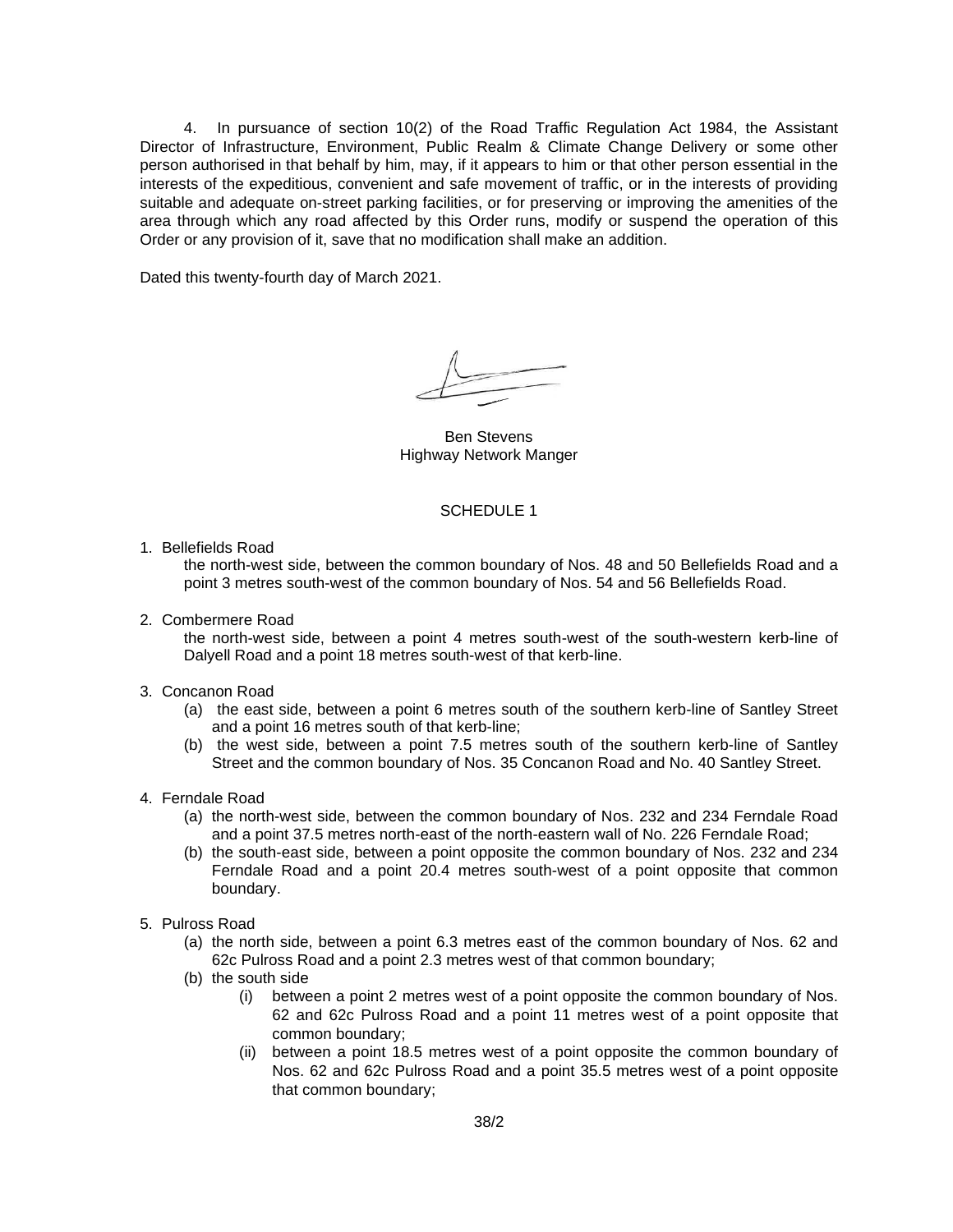4. In pursuance of section 10(2) of the Road Traffic Regulation Act 1984, the Assistant Director of Infrastructure, Environment, Public Realm & Climate Change Delivery or some other person authorised in that behalf by him, may, if it appears to him or that other person essential in the interests of the expeditious, convenient and safe movement of traffic, or in the interests of providing suitable and adequate on-street parking facilities, or for preserving or improving the amenities of the area through which any road affected by this Order runs, modify or suspend the operation of this Order or any provision of it, save that no modification shall make an addition.

Dated this twenty-fourth day of March 2021.

Ben Stevens
Highway Network Manger

## SCHEDULE 1

1. Bellefields Road
   the north-west side, between the common boundary of Nos. 48 and 50 Bellefields Road and a point 3 metres south-west of the common boundary of Nos. 54 and 56 Bellefields Road.

2. Combermere Road
   the north-west side, between a point 4 metres south-west of the south-western kerb-line of Dalyell Road and a point 18 metres south-west of that kerb-line.

3. Concanon Road
   (a) the east side, between a point 6 metres south of the southern kerb-line of Santley Street and a point 16 metres south of that kerb-line;
   (b) the west side, between a point 7.5 metres south of the southern kerb-line of Santley Street and the common boundary of Nos. 35 Concanon Road and No. 40 Santley Street.

4. Ferndale Road
   (a) the north-west side, between the common boundary of Nos. 232 and 234 Ferndale Road and a point 37.5 metres north-east of the north-eastern wall of No. 226 Ferndale Road;
   (b) the south-east side, between a point opposite the common boundary of Nos. 232 and 234 Ferndale Road and a point 20.4 metres south-west of a point opposite that common boundary.

5. Pulross Road
   (a) the north side, between a point 6.3 metres east of the common boundary of Nos. 62 and 62c Pulross Road and a point 2.3 metres west of that common boundary;
   (b) the south side
      (i) between a point 2 metres west of a point opposite the common boundary of Nos. 62 and 62c Pulross Road and a point 11 metres west of a point opposite that common boundary;
      (ii) between a point 18.5 metres west of a point opposite the common boundary of Nos. 62 and 62c Pulross Road and a point 35.5 metres west of a point opposite that common boundary;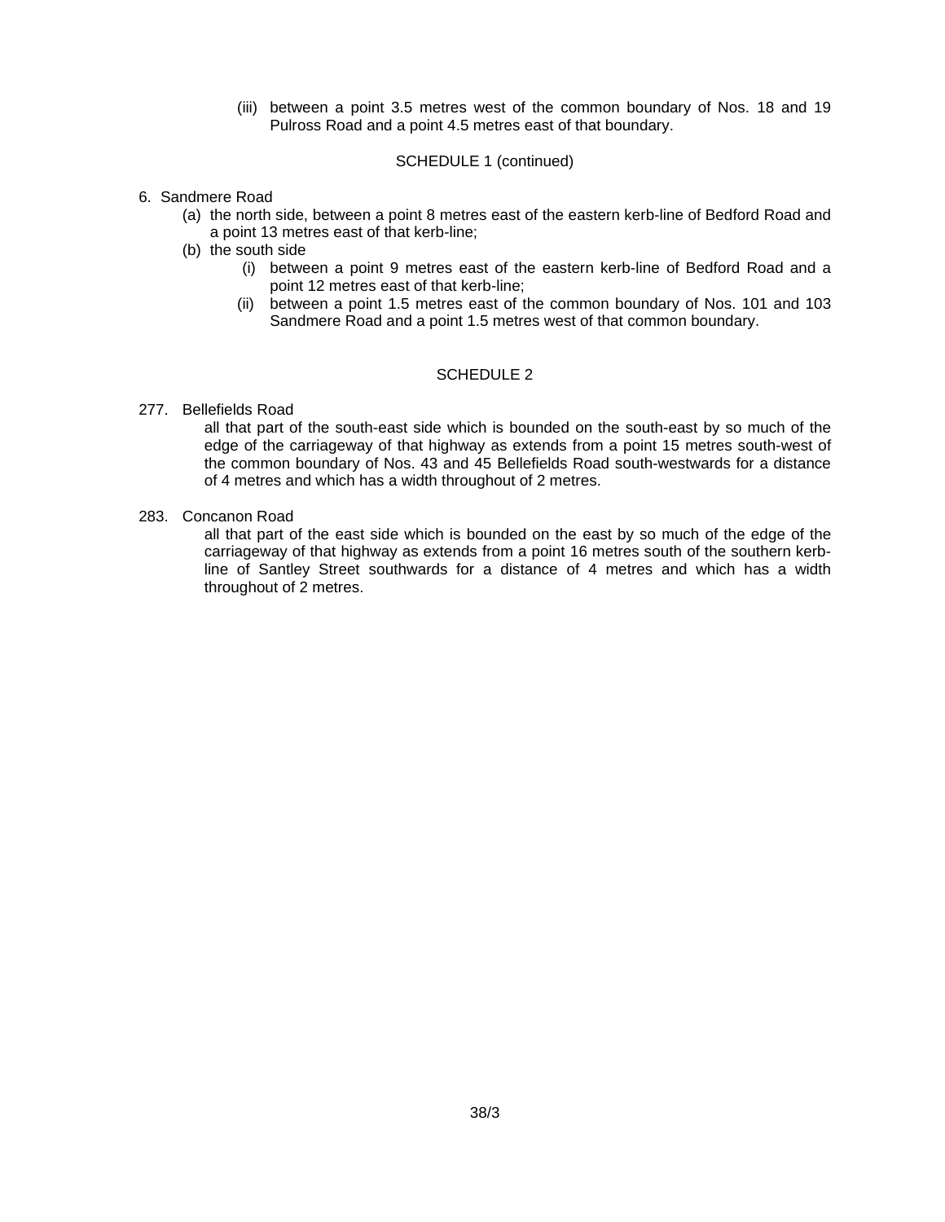(iii) between a point 3.5 metres west of the common boundary of Nos. 18 and 19 Pulross Road and a point 4.5 metres east of that boundary.

SCHEDULE 1 (continued)

6. Sandmere Road
   - (a) the north side, between a point 8 metres east of the eastern kerb-line of Bedford Road and a point 13 metres east of that kerb-line;
   - (b) the south side
     - (i) between a point 9 metres east of the eastern kerb-line of Bedford Road and a point 12 metres east of that kerb-line;
     - (ii) between a point 1.5 metres east of the common boundary of Nos. 101 and 103 Sandmere Road and a point 1.5 metres west of that common boundary.

SCHEDULE 2

277. Bellefields Road

     all that part of the south-east side which is bounded on the south-east by so much of the edge of the carriageway of that highway as extends from a point 15 metres south-west of the common boundary of Nos. 43 and 45 Bellefields Road south-westwards for a distance of 4 metres and which has a width throughout of 2 metres.

283. Concanon Road

     all that part of the east side which is bounded on the east by so much of the edge of the carriageway of that highway as extends from a point 16 metres south of the southern kerb-line of Santley Street southwards for a distance of 4 metres and which has a width throughout of 2 metres.